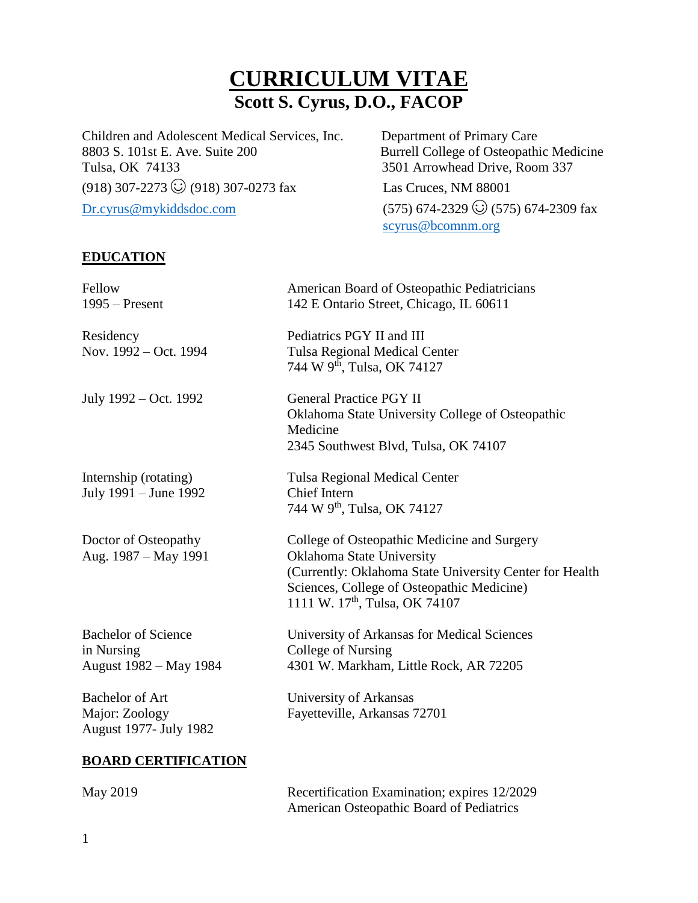# CURRICULUM VITAE

## Scott S. Cyrus, D.O., FACOP

Children and Adolescent Medical Services, Inc.
8803 S. 101st E. Ave. Suite 200
Tulsa, OK 74133
(918) 307-2273 ☺ (918) 307-0273 fax
Dr.cyrus@mykiddsdoc.com

Department of Primary Care
Burrell College of Osteopathic Medicine
3501 Arrowhead Drive, Room 337
Las Cruces, NM 88001
(575) 674-2329 ☺ (575) 674-2309 fax
scyrus@bcomnm.org

## EDUCATION

| | |
|---|---|
| Fellow<br>1995 – Present | American Board of Osteopathic Pediatricians<br>142 E Ontario Street, Chicago, IL 60611 |
| Residency<br>Nov. 1992 – Oct. 1994 | Pediatrics PGY II and III<br>Tulsa Regional Medical Center<br>744 W 9th, Tulsa, OK 74127 |
| July 1992 – Oct. 1992 | General Practice PGY II<br>Oklahoma State University College of Osteopathic Medicine<br>2345 Southwest Blvd, Tulsa, OK 74107 |
| Internship (rotating)<br>July 1991 – June 1992 | Tulsa Regional Medical Center<br>Chief Intern<br>744 W 9th, Tulsa, OK 74127 |
| Doctor of Osteopathy<br>Aug. 1987 – May 1991 | College of Osteopathic Medicine and Surgery<br>Oklahoma State University<br>(Currently: Oklahoma State University Center for Health Sciences, College of Osteopathic Medicine)<br>1111 W. 17th, Tulsa, OK 74107 |
| Bachelor of Science in Nursing<br>August 1982 – May 1984 | University of Arkansas for Medical Sciences<br>College of Nursing<br>4301 W. Markham, Little Rock, AR 72205 |
| Bachelor of Art<br>Major: Zoology<br>August 1977- July 1982 | University of Arkansas<br>Fayetteville, Arkansas 72701 |

## BOARD CERTIFICATION

| | |
|---|---|
| May 2019 | Recertification Examination; expires 12/2029<br>American Osteopathic Board of Pediatrics |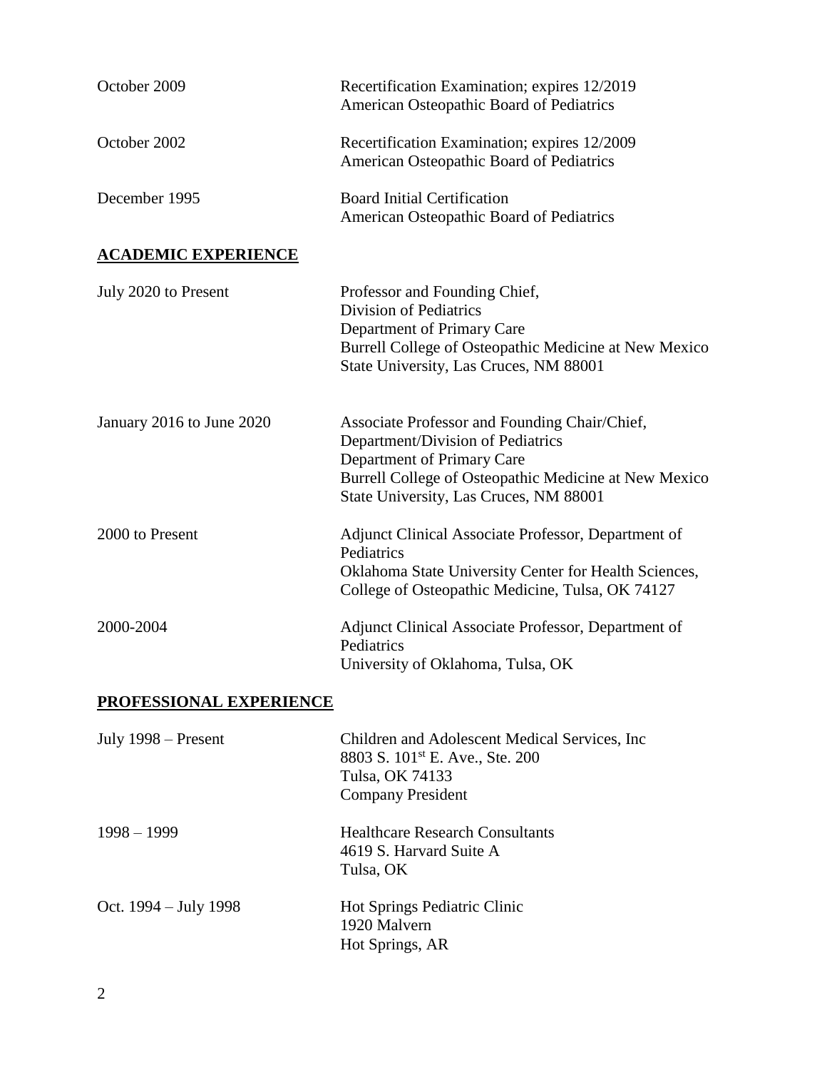| | |
|---|---|
| October 2009 | Recertification Examination; expires 12/2019<br>American Osteopathic Board of Pediatrics |
| October 2002 | Recertification Examination; expires 12/2009<br>American Osteopathic Board of Pediatrics |
| December 1995 | Board Initial Certification<br>American Osteopathic Board of Pediatrics |

## ACADEMIC EXPERIENCE

| | |
|---|---|
| July 2020 to Present | Professor and Founding Chief,<br>Division of Pediatrics<br>Department of Primary Care<br>Burrell College of Osteopathic Medicine at New Mexico State University, Las Cruces, NM 88001 |
| January 2016 to June 2020 | Associate Professor and Founding Chair/Chief,<br>Department/Division of Pediatrics<br>Department of Primary Care<br>Burrell College of Osteopathic Medicine at New Mexico State University, Las Cruces, NM 88001 |
| 2000 to Present | Adjunct Clinical Associate Professor, Department of Pediatrics<br>Oklahoma State University Center for Health Sciences, College of Osteopathic Medicine, Tulsa, OK 74127 |
| 2000-2004 | Adjunct Clinical Associate Professor, Department of Pediatrics<br>University of Oklahoma, Tulsa, OK |

## PROFESSIONAL EXPERIENCE

| | |
|---|---|
| July 1998 – Present | Children and Adolescent Medical Services, Inc<br>8803 S. 101st E. Ave., Ste. 200<br>Tulsa, OK 74133<br>Company President |
| 1998 – 1999 | Healthcare Research Consultants<br>4619 S. Harvard Suite A<br>Tulsa, OK |
| Oct. 1994 – July 1998 | Hot Springs Pediatric Clinic<br>1920 Malvern<br>Hot Springs, AR |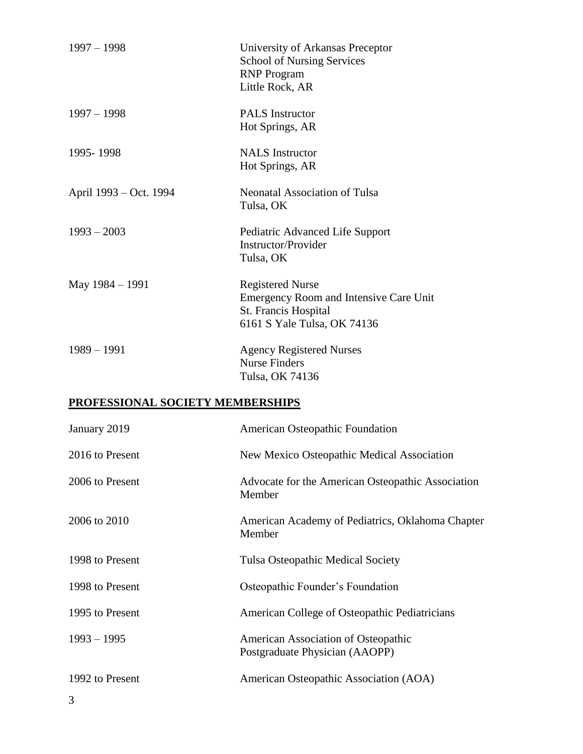| | |
|---|---|
| 1997 – 1998 | University of Arkansas Preceptor<br>School of Nursing Services<br>RNP Program<br>Little Rock, AR |
| 1997 – 1998 | PALS Instructor<br>Hot Springs, AR |
| 1995- 1998 | NALS Instructor<br>Hot Springs, AR |
| April 1993 – Oct. 1994 | Neonatal Association of Tulsa<br>Tulsa, OK |
| 1993 – 2003 | Pediatric Advanced Life Support<br>Instructor/Provider<br>Tulsa, OK |
| May 1984 – 1991 | Registered Nurse<br>Emergency Room and Intensive Care Unit<br>St. Francis Hospital<br>6161 S Yale Tulsa, OK 74136 |
| 1989 – 1991 | Agency Registered Nurses<br>Nurse Finders<br>Tulsa, OK 74136 |

## PROFESSIONAL SOCIETY MEMBERSHIPS

| | |
|---|---|
| January 2019 | American Osteopathic Foundation |
| 2016 to Present | New Mexico Osteopathic Medical Association |
| 2006 to Present | Advocate for the American Osteopathic Association Member |
| 2006 to 2010 | American Academy of Pediatrics, Oklahoma Chapter Member |
| 1998 to Present | Tulsa Osteopathic Medical Society |
| 1998 to Present | Osteopathic Founder's Foundation |
| 1995 to Present | American College of Osteopathic Pediatricians |
| 1993 – 1995 | American Association of Osteopathic Postgraduate Physician (AAOPP) |
| 1992 to Present | American Osteopathic Association (AOA) |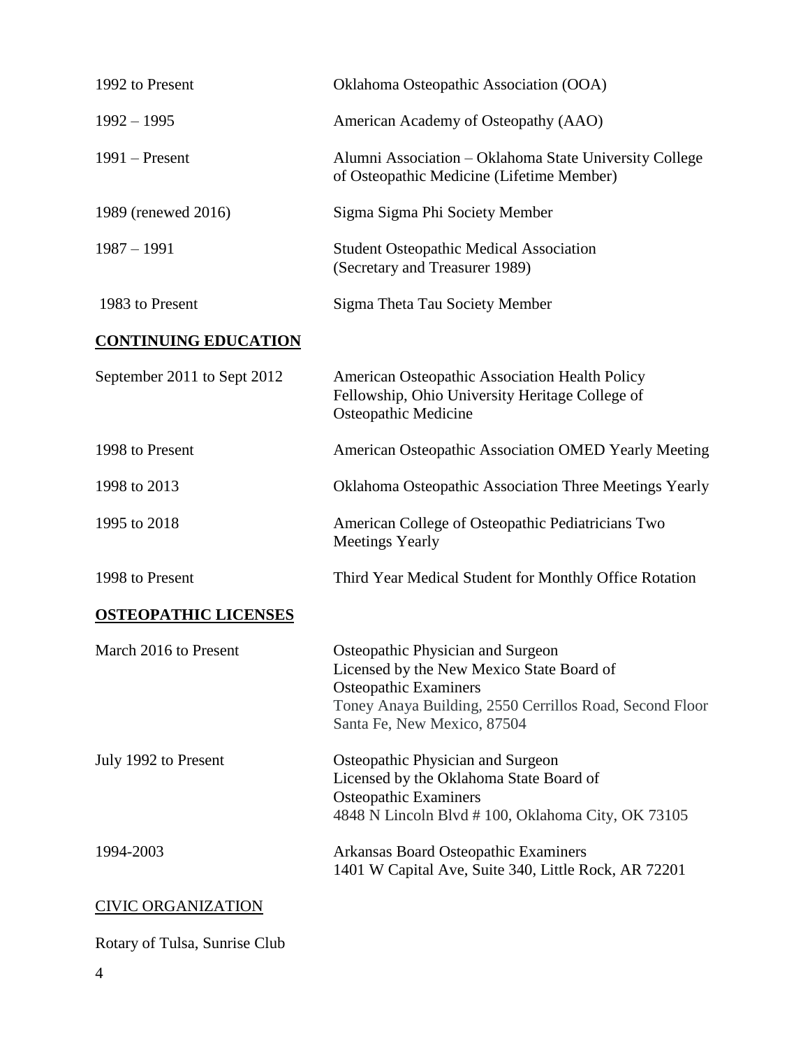| | |
|---|---|
| 1992 to Present | Oklahoma Osteopathic Association (OOA) |
| 1992 – 1995 | American Academy of Osteopathy (AAO) |
| 1991 – Present | Alumni Association – Oklahoma State University College of Osteopathic Medicine (Lifetime Member) |
| 1989 (renewed 2016) | Sigma Sigma Phi Society Member |
| 1987 – 1991 | Student Osteopathic Medical Association (Secretary and Treasurer 1989) |
| 1983 to Present | Sigma Theta Tau Society Member |

## CONTINUING EDUCATION

| | |
|---|---|
| September 2011 to Sept 2012 | American Osteopathic Association Health Policy Fellowship, Ohio University Heritage College of Osteopathic Medicine |
| 1998 to Present | American Osteopathic Association OMED Yearly Meeting |
| 1998 to 2013 | Oklahoma Osteopathic Association Three Meetings Yearly |
| 1995 to 2018 | American College of Osteopathic Pediatricians Two Meetings Yearly |
| 1998 to Present | Third Year Medical Student for Monthly Office Rotation |

## OSTEOPATHIC LICENSES

| | |
|---|---|
| March 2016 to Present | Osteopathic Physician and Surgeon<br>Licensed by the New Mexico State Board of Osteopathic Examiners<br>Toney Anaya Building, 2550 Cerrillos Road, Second Floor<br>Santa Fe, New Mexico, 87504 |
| July 1992 to Present | Osteopathic Physician and Surgeon<br>Licensed by the Oklahoma State Board of Osteopathic Examiners<br>4848 N Lincoln Blvd # 100, Oklahoma City, OK 73105 |
| 1994-2003 | Arkansas Board Osteopathic Examiners<br>1401 W Capital Ave, Suite 340, Little Rock, AR 72201 |

## CIVIC ORGANIZATION

Rotary of Tulsa, Sunrise Club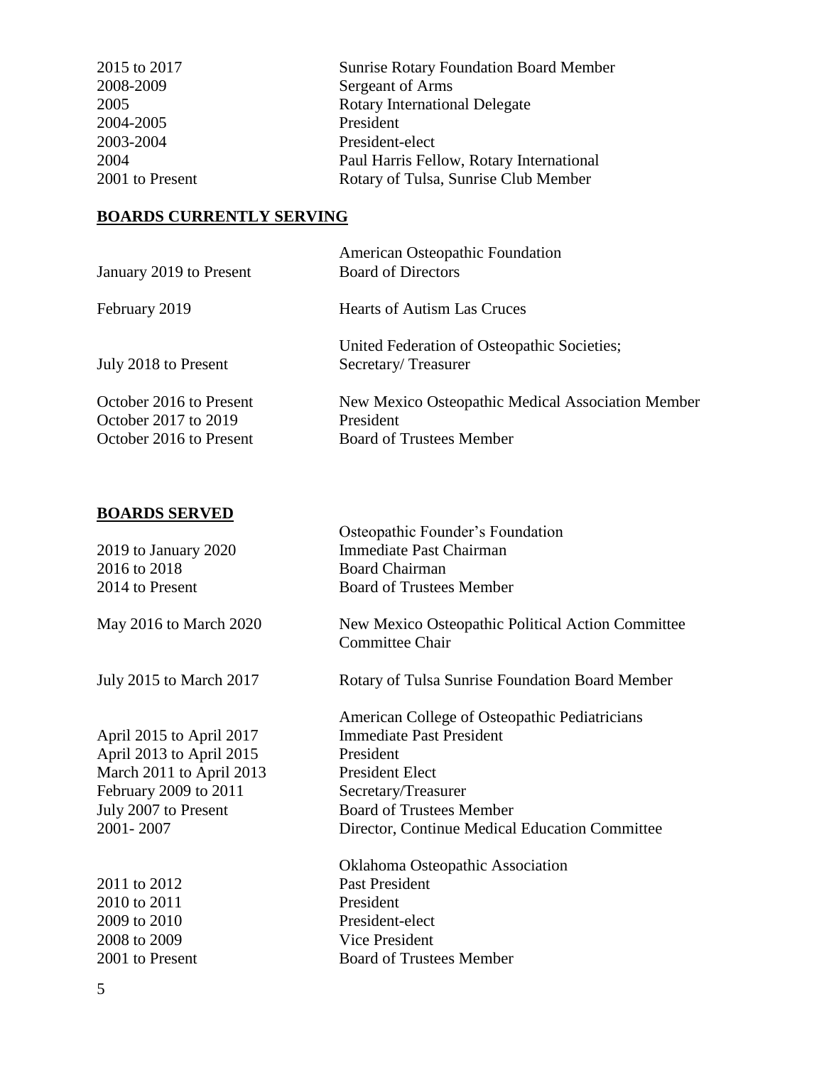| | |
|---|---|
| 2015 to 2017 | Sunrise Rotary Foundation Board Member |
| 2008-2009 | Sergeant of Arms |
| 2005 | Rotary International Delegate |
| 2004-2005 | President |
| 2003-2004 | President-elect |
| 2004 | Paul Harris Fellow, Rotary International |
| 2001 to Present | Rotary of Tulsa, Sunrise Club Member |

## BOARDS CURRENTLY SERVING

| | |
|---|---|
| | American Osteopathic Foundation |
| January 2019 to Present | Board of Directors |
| February 2019 | Hearts of Autism Las Cruces |
| | United Federation of Osteopathic Societies; |
| July 2018 to Present | Secretary/ Treasurer |
| October 2016 to Present | New Mexico Osteopathic Medical Association Member |
| October 2017 to 2019 | President |
| October 2016 to Present | Board of Trustees Member |

## BOARDS SERVED

| | |
|---|---|
| | Osteopathic Founder's Foundation |
| 2019 to January 2020 | Immediate Past Chairman |
| 2016 to 2018 | Board Chairman |
| 2014 to Present | Board of Trustees Member |
| May 2016 to March 2020 | New Mexico Osteopathic Political Action Committee Committee Chair |
| July 2015 to March 2017 | Rotary of Tulsa Sunrise Foundation Board Member |
| | American College of Osteopathic Pediatricians |
| April 2015 to April 2017 | Immediate Past President |
| April 2013 to April 2015 | President |
| March 2011 to April 2013 | President Elect |
| February 2009 to 2011 | Secretary/Treasurer |
| July 2007 to Present | Board of Trustees Member |
| 2001- 2007 | Director, Continue Medical Education Committee |
| | Oklahoma Osteopathic Association |
| 2011 to 2012 | Past President |
| 2010 to 2011 | President |
| 2009 to 2010 | President-elect |
| 2008 to 2009 | Vice President |
| 2001 to Present | Board of Trustees Member |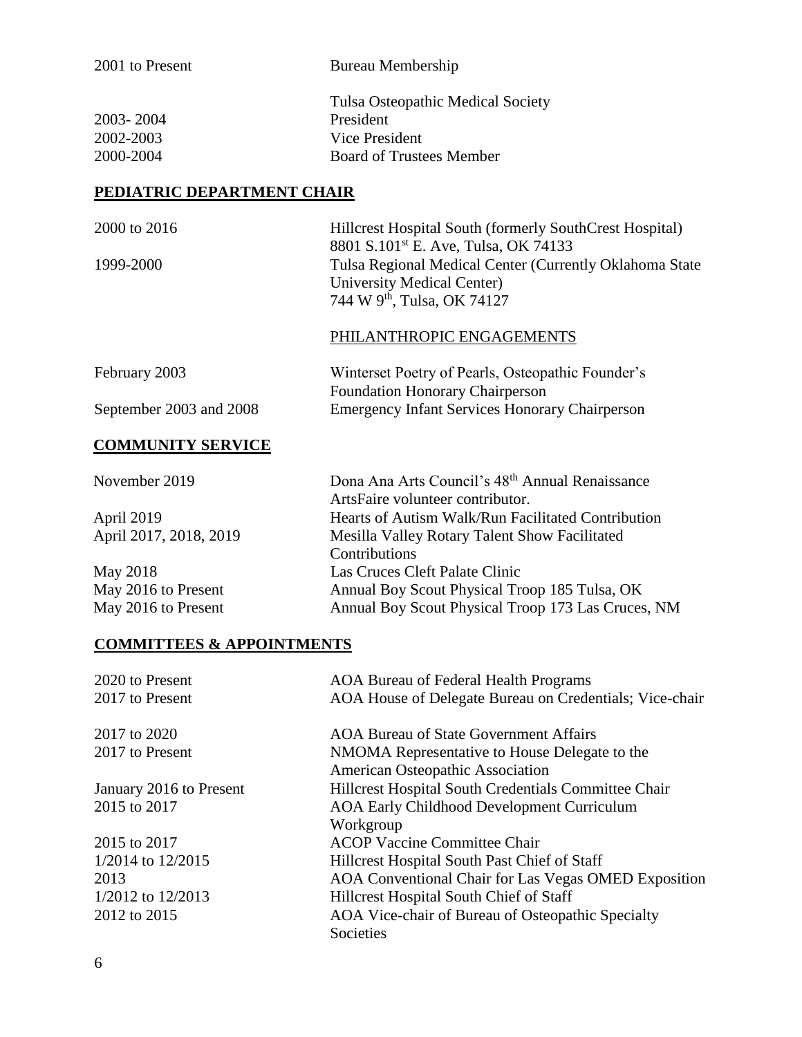| | |
|---|---|
| 2001 to Present | Bureau Membership |
| | Tulsa Osteopathic Medical Society |
| 2003- 2004 | President |
| 2002-2003 | Vice President |
| 2000-2004 | Board of Trustees Member |

## PEDIATRIC DEPARTMENT CHAIR

| | |
|---|---|
| 2000 to 2016 | Hillcrest Hospital South (formerly SouthCrest Hospital)<br>8801 S.101st E. Ave, Tulsa, OK 74133 |
| 1999-2000 | Tulsa Regional Medical Center (Currently Oklahoma State University Medical Center)<br>744 W 9th, Tulsa, OK 74127 |

PHILANTHROPIC ENGAGEMENTS

| | |
|---|---|
| February 2003 | Winterset Poetry of Pearls, Osteopathic Founder's Foundation Honorary Chairperson |
| September 2003 and 2008 | Emergency Infant Services Honorary Chairperson |

## COMMUNITY SERVICE

| | |
|---|---|
| November 2019 | Dona Ana Arts Council's 48th Annual Renaissance ArtsFaire volunteer contributor. |
| April 2019 | Hearts of Autism Walk/Run Facilitated Contribution |
| April 2017, 2018, 2019 | Mesilla Valley Rotary Talent Show Facilitated Contributions |
| May 2018 | Las Cruces Cleft Palate Clinic |
| May 2016 to Present | Annual Boy Scout Physical Troop 185 Tulsa, OK |
| May 2016 to Present | Annual Boy Scout Physical Troop 173 Las Cruces, NM |

## COMMITTEES & APPOINTMENTS

| | |
|---|---|
| 2020 to Present | AOA Bureau of Federal Health Programs |
| 2017 to Present | AOA House of Delegate Bureau on Credentials; Vice-chair |
| 2017 to 2020 | AOA Bureau of State Government Affairs |
| 2017 to Present | NMOMA Representative to House Delegate to the American Osteopathic Association |
| January 2016 to Present | Hillcrest Hospital South Credentials Committee Chair |
| 2015 to 2017 | AOA Early Childhood Development Curriculum Workgroup |
| 2015 to 2017 | ACOP Vaccine Committee Chair |
| 1/2014 to 12/2015 | Hillcrest Hospital South Past Chief of Staff |
| 2013 | AOA Conventional Chair for Las Vegas OMED Exposition |
| 1/2012 to 12/2013 | Hillcrest Hospital South Chief of Staff |
| 2012 to 2015 | AOA Vice-chair of Bureau of Osteopathic Specialty Societies |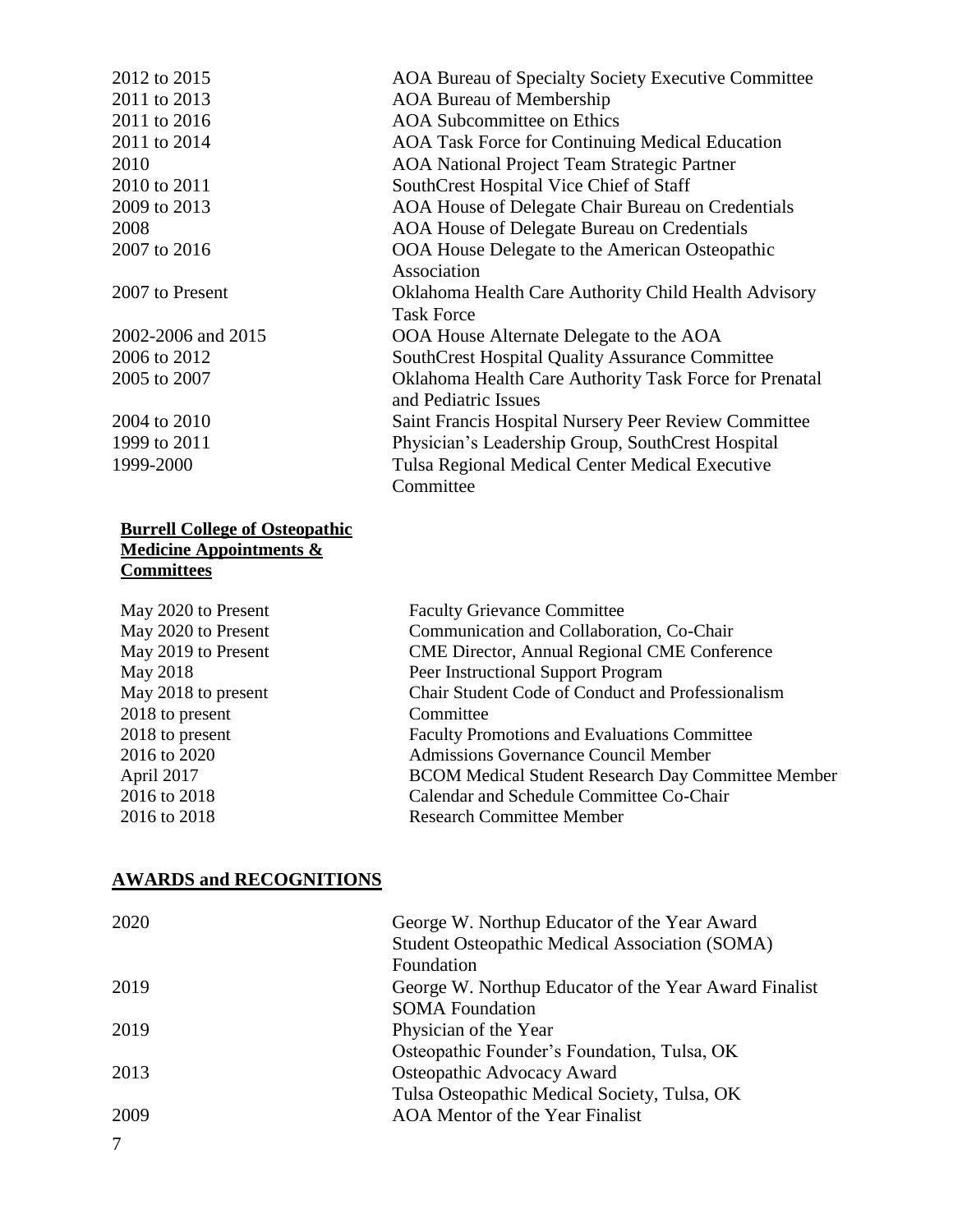| | |
|---|---|
| 2012 to 2015 | AOA Bureau of Specialty Society Executive Committee |
| 2011 to 2013 | AOA Bureau of Membership |
| 2011 to 2016 | AOA Subcommittee on Ethics |
| 2011 to 2014 | AOA Task Force for Continuing Medical Education |
| 2010 | AOA National Project Team Strategic Partner |
| 2010 to 2011 | SouthCrest Hospital Vice Chief of Staff |
| 2009 to 2013 | AOA House of Delegate Chair Bureau on Credentials |
| 2008 | AOA House of Delegate Bureau on Credentials |
| 2007 to 2016 | OOA House Delegate to the American Osteopathic Association |
| 2007 to Present | Oklahoma Health Care Authority Child Health Advisory Task Force |
| 2002-2006 and 2015 | OOA House Alternate Delegate to the AOA |
| 2006 to 2012 | SouthCrest Hospital Quality Assurance Committee |
| 2005 to 2007 | Oklahoma Health Care Authority Task Force for Prenatal and Pediatric Issues |
| 2004 to 2010 | Saint Francis Hospital Nursery Peer Review Committee |
| 1999 to 2011 | Physician's Leadership Group, SouthCrest Hospital |
| 1999-2000 | Tulsa Regional Medical Center Medical Executive Committee |

**Burrell College of Osteopathic Medicine Appointments & Committees**

| | |
|---|---|
| May 2020 to Present | Faculty Grievance Committee |
| May 2020 to Present | Communication and Collaboration, Co-Chair |
| May 2019 to Present | CME Director, Annual Regional CME Conference |
| May 2018 | Peer Instructional Support Program |
| May 2018 to present | Chair Student Code of Conduct and Professionalism |
| 2018 to present | Committee |
| 2018 to present | Faculty Promotions and Evaluations Committee |
| 2016 to 2020 | Admissions Governance Council Member |
| April 2017 | BCOM Medical Student Research Day Committee Member |
| 2016 to 2018 | Calendar and Schedule Committee Co-Chair |
| 2016 to 2018 | Research Committee Member |

## AWARDS and RECOGNITIONS

| | |
|---|---|
| 2020 | George W. Northup Educator of the Year Award<br>Student Osteopathic Medical Association (SOMA) Foundation |
| 2019 | George W. Northup Educator of the Year Award Finalist<br>SOMA Foundation |
| 2019 | Physician of the Year<br>Osteopathic Founder's Foundation, Tulsa, OK |
| 2013 | Osteopathic Advocacy Award<br>Tulsa Osteopathic Medical Society, Tulsa, OK |
| 2009 | AOA Mentor of the Year Finalist |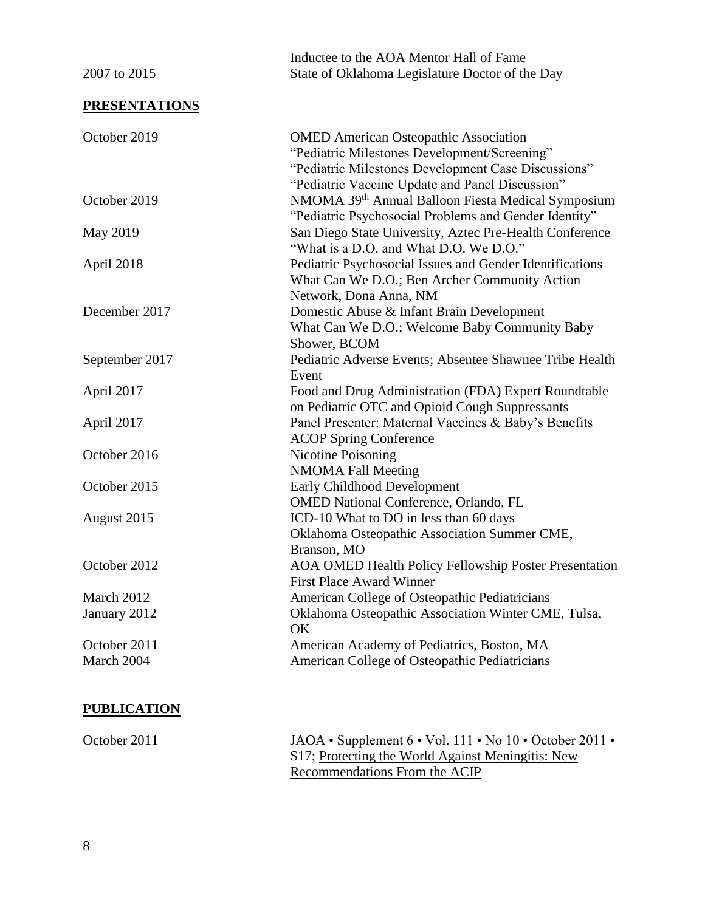| | |
|---|---|
| | Inductee to the AOA Mentor Hall of Fame |
| 2007 to 2015 | State of Oklahoma Legislature Doctor of the Day |

## PRESENTATIONS

| | |
|---|---|
| October 2019 | OMED American Osteopathic Association<br>"Pediatric Milestones Development/Screening"<br>"Pediatric Milestones Development Case Discussions"<br>"Pediatric Vaccine Update and Panel Discussion" |
| October 2019 | NMOMA 39th Annual Balloon Fiesta Medical Symposium<br>"Pediatric Psychosocial Problems and Gender Identity" |
| May 2019 | San Diego State University, Aztec Pre-Health Conference<br>"What is a D.O. and What D.O. We D.O." |
| April 2018 | Pediatric Psychosocial Issues and Gender Identifications<br>What Can We D.O.; Ben Archer Community Action Network, Dona Anna, NM |
| December 2017 | Domestic Abuse & Infant Brain Development<br>What Can We D.O.; Welcome Baby Community Baby Shower, BCOM |
| September 2017 | Pediatric Adverse Events; Absentee Shawnee Tribe Health Event |
| April 2017 | Food and Drug Administration (FDA) Expert Roundtable on Pediatric OTC and Opioid Cough Suppressants |
| April 2017 | Panel Presenter: Maternal Vaccines & Baby's Benefits<br>ACOP Spring Conference |
| October 2016 | Nicotine Poisoning<br>NMOMA Fall Meeting |
| October 2015 | Early Childhood Development<br>OMED National Conference, Orlando, FL |
| August 2015 | ICD-10 What to DO in less than 60 days<br>Oklahoma Osteopathic Association Summer CME, Branson, MO |
| October 2012 | AOA OMED Health Policy Fellowship Poster Presentation<br>First Place Award Winner |
| March 2012 | American College of Osteopathic Pediatricians |
| January 2012 | Oklahoma Osteopathic Association Winter CME, Tulsa, OK |
| October 2011 | American Academy of Pediatrics, Boston, MA |
| March 2004 | American College of Osteopathic Pediatricians |

## PUBLICATION

| | |
|---|---|
| October 2011 | JAOA • Supplement 6 • Vol. 111 • No 10 • October 2011 • S17; Protecting the World Against Meningitis: New Recommendations From the ACIP |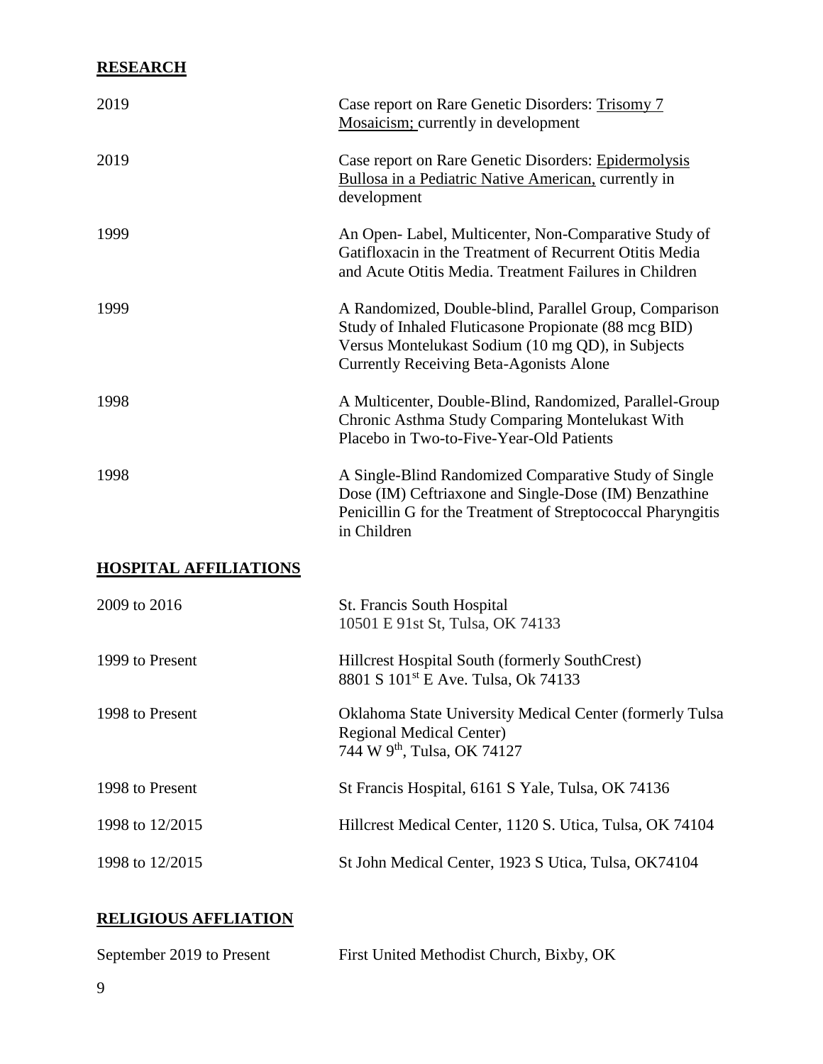## RESEARCH

| | |
|---|---|
| 2019 | Case report on Rare Genetic Disorders: <u>Trisomy 7 Mosaicism;</u> currently in development |
| 2019 | Case report on Rare Genetic Disorders: <u>Epidermolysis Bullosa in a Pediatric Native American,</u> currently in development |
| 1999 | An Open- Label, Multicenter, Non-Comparative Study of Gatifloxacin in the Treatment of Recurrent Otitis Media and Acute Otitis Media. Treatment Failures in Children |
| 1999 | A Randomized, Double-blind, Parallel Group, Comparison Study of Inhaled Fluticasone Propionate (88 mcg BID) Versus Montelukast Sodium (10 mg QD), in Subjects Currently Receiving Beta-Agonists Alone |
| 1998 | A Multicenter, Double-Blind, Randomized, Parallel-Group Chronic Asthma Study Comparing Montelukast With Placebo in Two-to-Five-Year-Old Patients |
| 1998 | A Single-Blind Randomized Comparative Study of Single Dose (IM) Ceftriaxone and Single-Dose (IM) Benzathine Penicillin G for the Treatment of Streptococcal Pharyngitis in Children |

## HOSPITAL AFFILIATIONS

| | |
|---|---|
| 2009 to 2016 | St. Francis South Hospital<br>10501 E 91st St, Tulsa, OK 74133 |
| 1999 to Present | Hillcrest Hospital South (formerly SouthCrest)<br>8801 S 101st E Ave. Tulsa, Ok 74133 |
| 1998 to Present | Oklahoma State University Medical Center (formerly Tulsa Regional Medical Center)<br>744 W 9th, Tulsa, OK 74127 |
| 1998 to Present | St Francis Hospital, 6161 S Yale, Tulsa, OK 74136 |
| 1998 to 12/2015 | Hillcrest Medical Center, 1120 S. Utica, Tulsa, OK 74104 |
| 1998 to 12/2015 | St John Medical Center, 1923 S Utica, Tulsa, OK74104 |

## RELIGIOUS AFFLIATION

| | |
|---|---|
| September 2019 to Present | First United Methodist Church, Bixby, OK |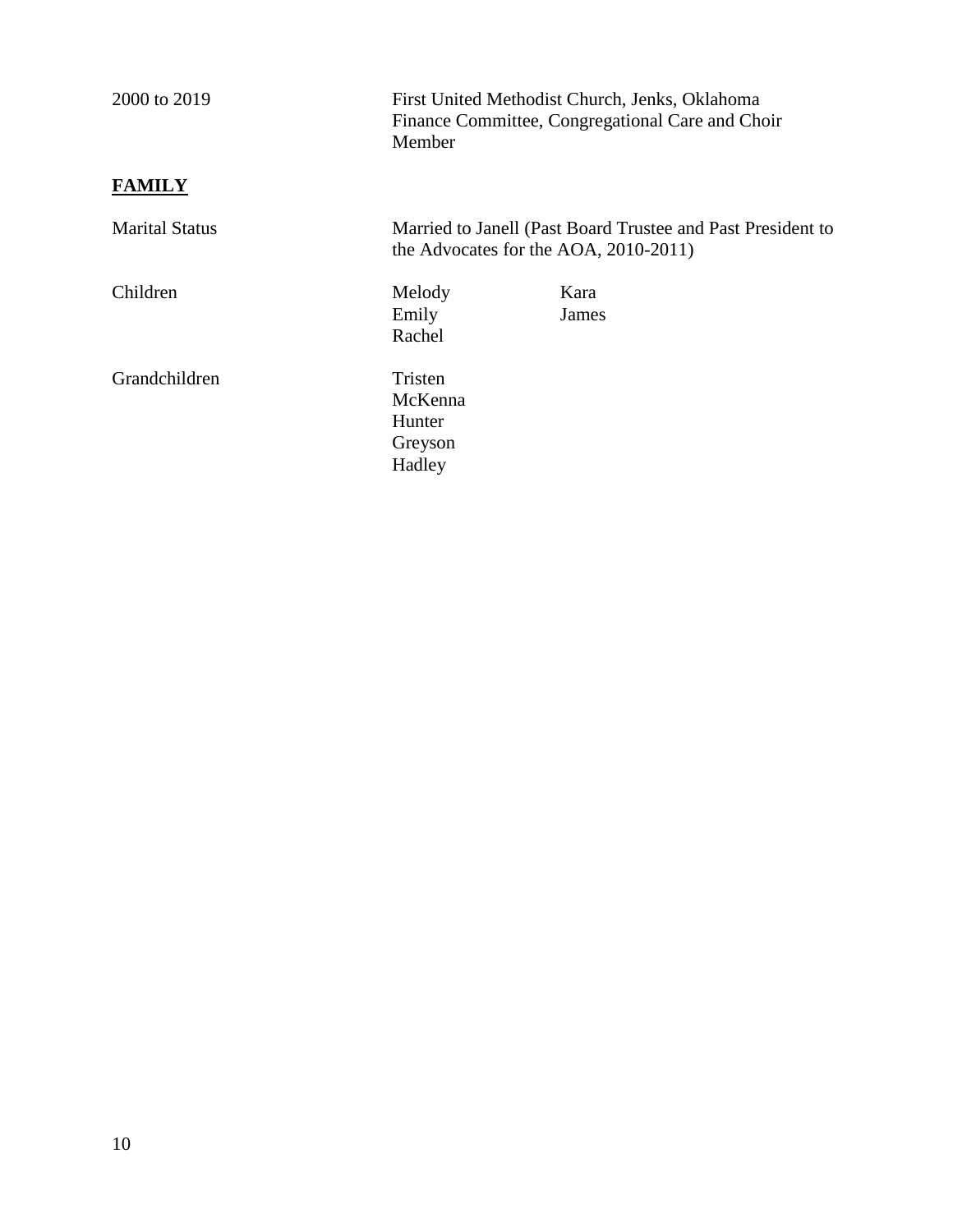| | |
|---|---|
| 2000 to 2019 | First United Methodist Church, Jenks, Oklahoma<br>Finance Committee, Congregational Care and Choir Member |

## **FAMILY**

| | | |
|---|---|---|
| Marital Status | Married to Janell (Past Board Trustee and Past President to the Advocates for the AOA, 2010-2011) | |
| Children | Melody<br>Emily<br>Rachel | Kara<br>James |
| Grandchildren | Tristen<br>McKenna<br>Hunter<br>Greyson<br>Hadley | |